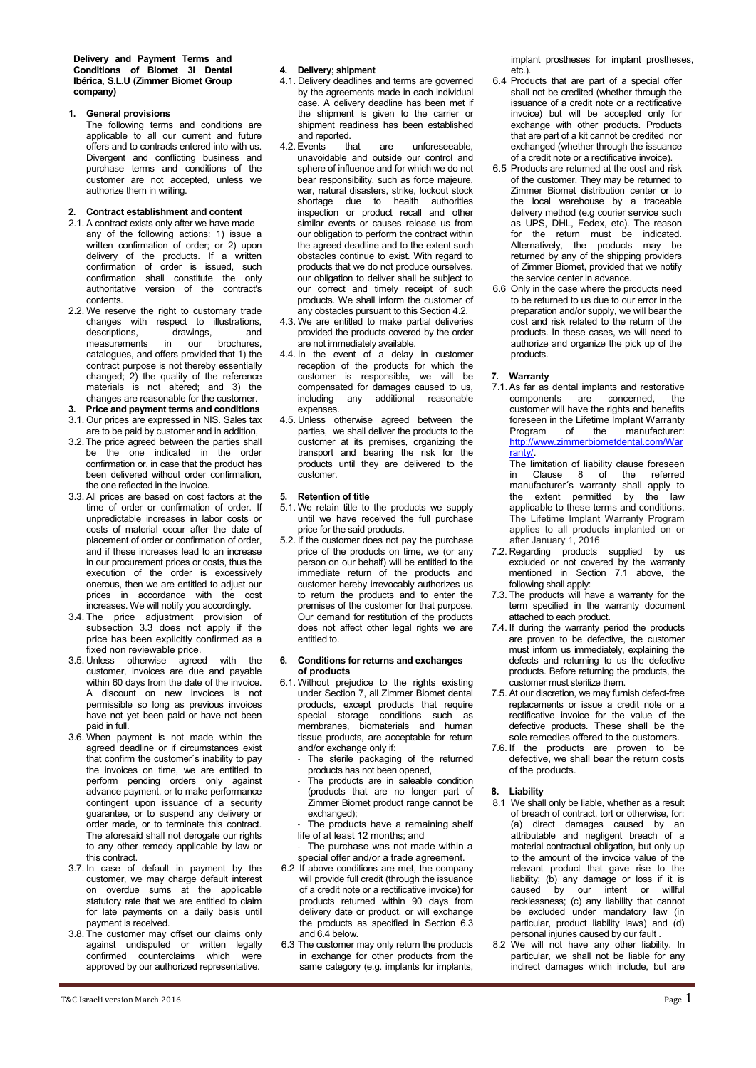**Delivery and Payment Terms and Conditions of Biomet 3i Dental Ibérica, S.L.U (Zimmer Biomet Group company)**

## 1. General provisions

The following terms and conditions are applicable to all our current and future offers and to contracts entered into with us. Divergent and conflicting business and purchase terms and conditions of the customer are not accepted, unless we authorize them in writing.

## 2. Contract establishment and content

2.1. A contract exists only after we have made any of the following actions: 1) issue a written confirmation of order; or 2) upon delivery of the products. If a written confirmation of order is issued, such confirmation shall constitute the only authoritative version of the contract's contents.

2.2. We reserve the right to customary trade changes with respect to illustrations, descriptions, drawings, and measurements in our brochures, catalogues, and offers provided that 1) the contract purpose is not thereby essentially changed; 2) the quality of the reference materials is not altered; and 3) the changes are reasonable for the customer.

## 3. Price and payment terms and conditions

3.1. Our prices are expressed in NIS. Sales tax are to be paid by customer and in addition,

3.2. The price agreed between the parties shall be the one indicated in the order confirmation or, in case that the product has been delivered without order confirmation, the one reflected in the invoice.

3.3. All prices are based on cost factors at the time of order or confirmation of order. If unpredictable increases in labor costs or costs of material occur after the date of placement of order or confirmation of order, and if these increases lead to an increase in our procurement prices or costs, thus the execution of the order is excessively onerous, then we are entitled to adjust our prices in accordance with the cost increases. We will notify you accordingly.

3.4. The price adjustment provision of subsection 3.3 does not apply if the price has been explicitly confirmed as a fixed non reviewable price.

3.5. Unless otherwise agreed with the customer, invoices are due and payable within 60 days from the date of the invoice. A discount on new invoices is not permissible so long as previous invoices have not yet been paid or have not been paid in full.

3.6. When payment is not made within the agreed deadline or if circumstances exist that confirm the customer's inability to pay the invoices on time, we are entitled to perform pending orders only against advance payment, or to make performance contingent upon issuance of a security guarantee, or to suspend any delivery or order made, or to terminate this contract. The aforesaid shall not derogate our rights to any other remedy applicable by law or this contract.

3.7. In case of default in payment by the customer, we may charge default interest on overdue sums at the applicable statutory rate that we are entitled to claim for late payments on a daily basis until payment is received.

3.8. The customer may offset our claims only against undisputed or written legally confirmed counterclaims which were approved by our authorized representative.

## 4. Delivery; shipment

4.1. Delivery deadlines and terms are governed by the agreements made in each individual case. A delivery deadline has been met if the shipment is given to the carrier or shipment readiness has been established and reported.

4.2. Events that are unforeseeable, unavoidable and outside our control and sphere of influence and for which we do not bear responsibility, such as force majeure, war, natural disasters, strike, lockout stock shortage due to health authorities inspection or product recall and other similar events or causes release us from our obligation to perform the contract within the agreed deadline and to the extent such obstacles continue to exist. With regard to products that we do not produce ourselves, our obligation to deliver shall be subject to our correct and timely receipt of such products. We shall inform the customer of any obstacles pursuant to this Section 4.2.

4.3. We are entitled to make partial deliveries provided the products covered by the order are not immediately available.

4.4. In the event of a delay in customer reception of the products for which the customer is responsible, we will be compensated for damages caused to us, including any additional reasonable expenses.

4.5. Unless otherwise agreed between the parties, we shall deliver the products to the customer at its premises, organizing the transport and bearing the risk for the products until they are delivered to the customer.

## 5. Retention of title

5.1. We retain title to the products we supply until we have received the full purchase price for the said products.

5.2. If the customer does not pay the purchase price of the products on time, we (or any person on our behalf) will be entitled to the immediate return of the products and customer hereby irrevocably authorizes us to return the products and to enter the premises of the customer for that purpose. Our demand for restitution of the products does not affect other legal rights we are entitled to.

## 6. Conditions for returns and exchanges of products

6.1. Without prejudice to the rights existing under Section 7, all Zimmer Biomet dental products, except products that require special storage conditions such as membranes, biomaterials and human tissue products, are acceptable for return and/or exchange only if:

- The sterile packaging of the returned products has not been opened,
- The products are in saleable condition (products that are no longer part of Zimmer Biomet product range cannot be exchanged);
- The products have a remaining shelf life of at least 12 months; and
- The purchase was not made within a special offer and/or a trade agreement.

6.2 If above conditions are met, the company will provide full credit (through the issuance of a credit note or a rectificative invoice) for products returned within 90 days from delivery date or product, or will exchange the products as specified in Section 6.3 and 6.4 below.

6.3 The customer may only return the products in exchange for other products from the same category (e.g. implants for implants, implant prostheses for implant prostheses, etc.).

6.4 Products that are part of a special offer shall not be credited (whether through the issuance of a credit note or a rectificative invoice) but will be accepted only for exchange with other products. Products that are part of a kit cannot be credited nor exchanged (whether through the issuance of a credit note or a rectificative invoice).

6.5 Products are returned at the cost and risk of the customer. They may be returned to Zimmer Biomet distribution center or to the local warehouse by a traceable delivery method (e.g courier service such as UPS, DHL, Fedex, etc). The reason for the return must be indicated. Alternatively, the products may be returned by any of the shipping providers of Zimmer Biomet, provided that we notify the service center in advance.

6.6 Only in the case where the products need to be returned to us due to our error in the preparation and/or supply, we will bear the cost and risk related to the return of the products. In these cases, we will need to authorize and organize the pick up of the products.

## 7. Warranty

7.1. As far as dental implants and restorative components are concerned, the customer will have the rights and benefits foreseen in the Lifetime Implant Warranty Program of the manufacturer: http://www.zimmerbiometdental.com/Warranty/.

The limitation of liability clause foreseen in Clause 8 of the referred manufacturer´s warranty shall apply to the extent permitted by the law applicable to these terms and conditions. The Lifetime Implant Warranty Program applies to all products implanted on or after January 1, 2016

7.2. Regarding products supplied by us excluded or not covered by the warranty mentioned in Section 7.1 above, the following shall apply:

7.3. The products will have a warranty for the term specified in the warranty document attached to each product.

7.4. If during the warranty period the products are proven to be defective, the customer must inform us immediately, explaining the defects and returning to us the defective products. Before returning the products, the customer must sterilize them.

7.5. At our discretion, we may furnish defect-free replacements or issue a credit note or a rectificative invoice for the value of the defective products. These shall be the sole remedies offered to the customers.

7.6. If the products are proven to be defective, we shall bear the return costs of the products.

## 8. Liability

8.1 We shall only be liable, whether as a result of breach of contract, tort or otherwise, for: (a) direct damages caused by an attributable and negligent breach of a material contractual obligation, but only up to the amount of the invoice value of the relevant product that gave rise to the liability; (b) any damage or loss if it is caused by our intent or willful recklessness; (c) any liability that cannot be excluded under mandatory law (in particular, product liability laws) and (d) personal injuries caused by our fault .

8.2 We will not have any other liability. In particular, we shall not be liable for any indirect damages which include, but are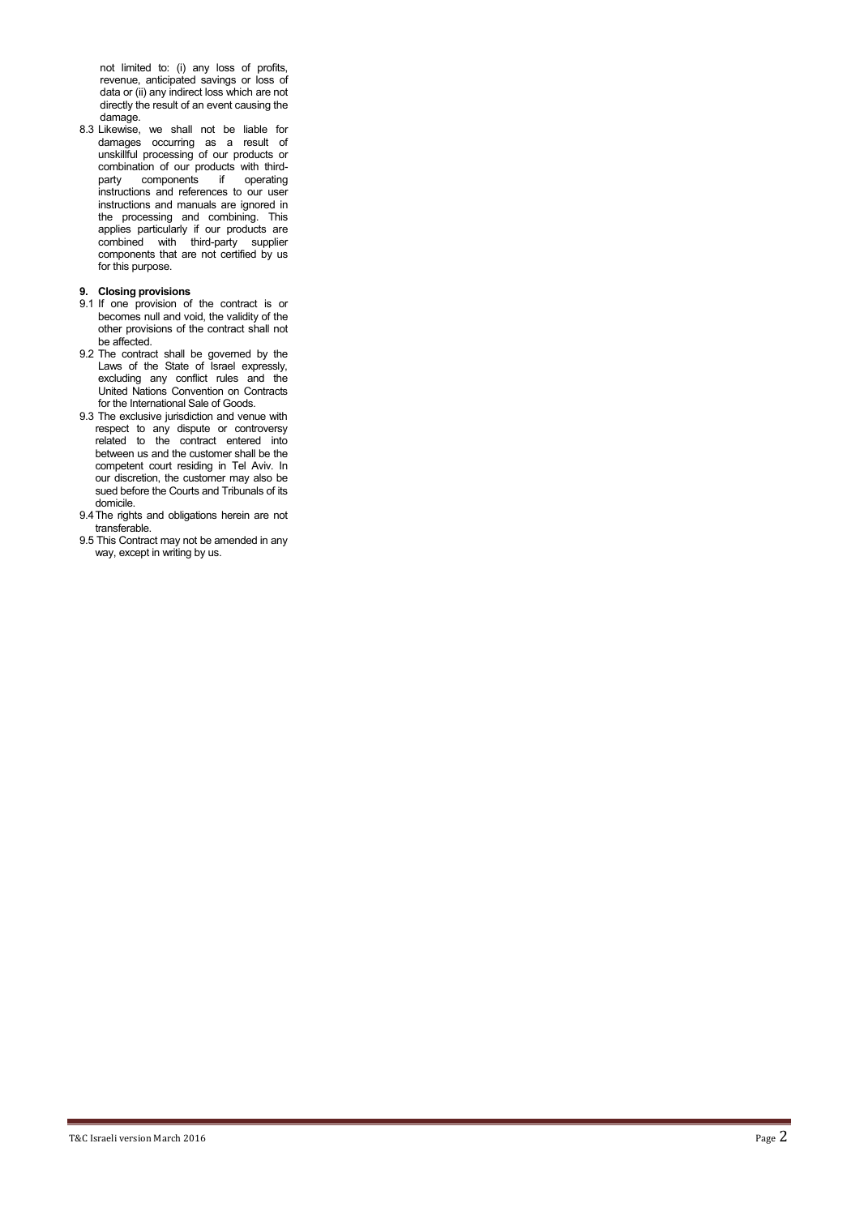not limited to: (i) any loss of profits, revenue, anticipated savings or loss of data or (ii) any indirect loss which are not directly the result of an event causing the damage.

8.3 Likewise, we shall not be liable for damages occurring as a result of unskillful processing of our products or combination of our products with third-party components if operating instructions and references to our user instructions and manuals are ignored in the processing and combining. This applies particularly if our products are combined with third-party supplier components that are not certified by us for this purpose.

**9. Closing provisions**

9.1 If one provision of the contract is or becomes null and void, the validity of the other provisions of the contract shall not be affected.

9.2 The contract shall be governed by the Laws of the State of Israel expressly, excluding any conflict rules and the United Nations Convention on Contracts for the International Sale of Goods.

9.3 The exclusive jurisdiction and venue with respect to any dispute or controversy related to the contract entered into between us and the customer shall be the competent court residing in Tel Aviv. In our discretion, the customer may also be sued before the Courts and Tribunals of its domicile.

9.4 The rights and obligations herein are not transferable.

9.5 This Contract may not be amended in any way, except in writing by us.